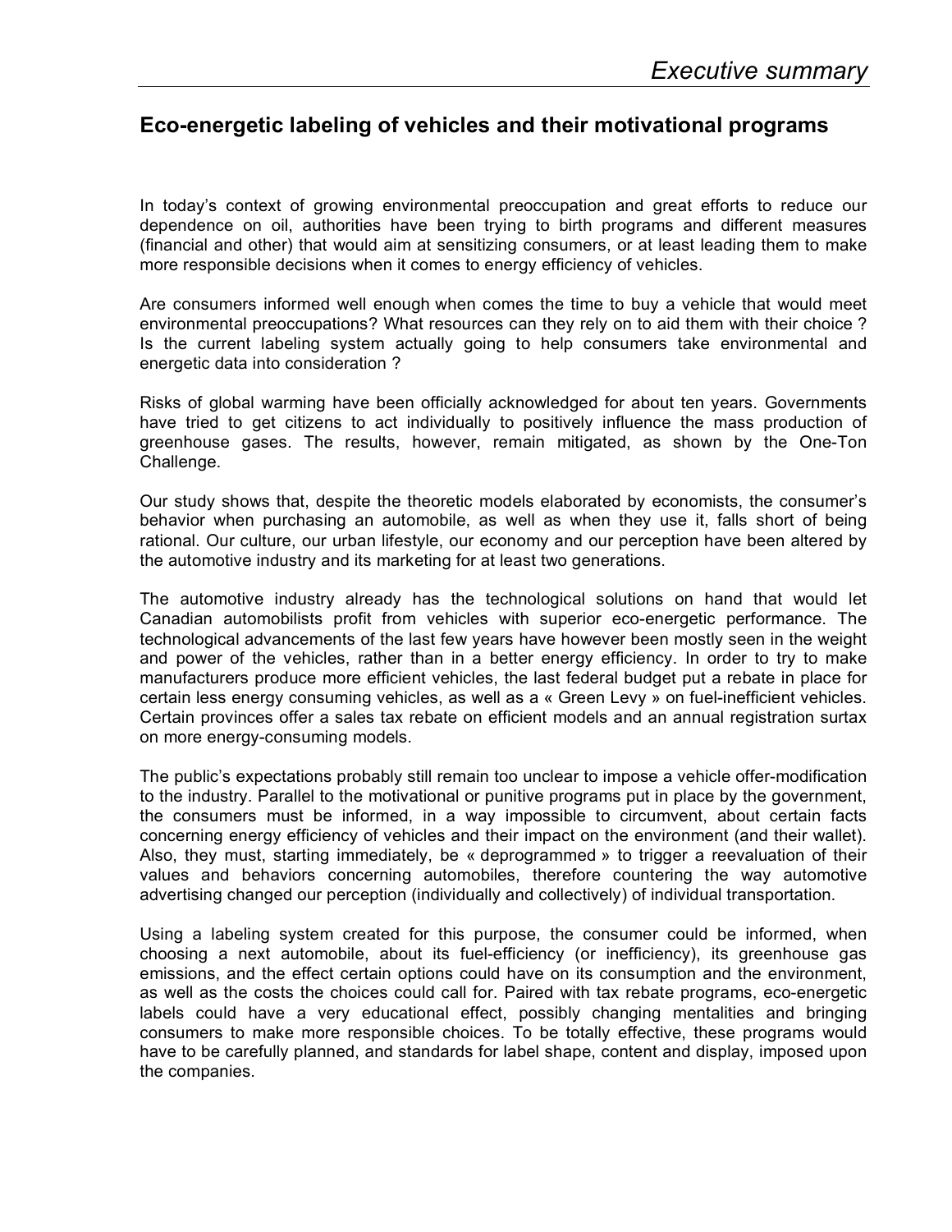# Executive summary

## Eco-energetic labeling of vehicles and their motivational programs

In today's context of growing environmental preoccupation and great efforts to reduce our dependence on oil, authorities have been trying to birth programs and different measures (financial and other) that would aim at sensitizing consumers, or at least leading them to make more responsible decisions when it comes to energy efficiency of vehicles.

Are consumers informed well enough when comes the time to buy a vehicle that would meet environmental preoccupations? What resources can they rely on to aid them with their choice ? Is the current labeling system actually going to help consumers take environmental and energetic data into consideration ?

Risks of global warming have been officially acknowledged for about ten years. Governments have tried to get citizens to act individually to positively influence the mass production of greenhouse gases. The results, however, remain mitigated, as shown by the One-Ton Challenge.

Our study shows that, despite the theoretic models elaborated by economists, the consumer's behavior when purchasing an automobile, as well as when they use it, falls short of being rational. Our culture, our urban lifestyle, our economy and our perception have been altered by the automotive industry and its marketing for at least two generations.

The automotive industry already has the technological solutions on hand that would let Canadian automobilists profit from vehicles with superior eco-energetic performance. The technological advancements of the last few years have however been mostly seen in the weight and power of the vehicles, rather than in a better energy efficiency. In order to try to make manufacturers produce more efficient vehicles, the last federal budget put a rebate in place for certain less energy consuming vehicles, as well as a « Green Levy » on fuel-inefficient vehicles. Certain provinces offer a sales tax rebate on efficient models and an annual registration surtax on more energy-consuming models.

The public's expectations probably still remain too unclear to impose a vehicle offer-modification to the industry. Parallel to the motivational or punitive programs put in place by the government, the consumers must be informed, in a way impossible to circumvent, about certain facts concerning energy efficiency of vehicles and their impact on the environment (and their wallet). Also, they must, starting immediately, be « deprogrammed » to trigger a reevaluation of their values and behaviors concerning automobiles, therefore countering the way automotive advertising changed our perception (individually and collectively) of individual transportation.

Using a labeling system created for this purpose, the consumer could be informed, when choosing a next automobile, about its fuel-efficiency (or inefficiency), its greenhouse gas emissions, and the effect certain options could have on its consumption and the environment, as well as the costs the choices could call for. Paired with tax rebate programs, eco-energetic labels could have a very educational effect, possibly changing mentalities and bringing consumers to make more responsible choices. To be totally effective, these programs would have to be carefully planned, and standards for label shape, content and display, imposed upon the companies.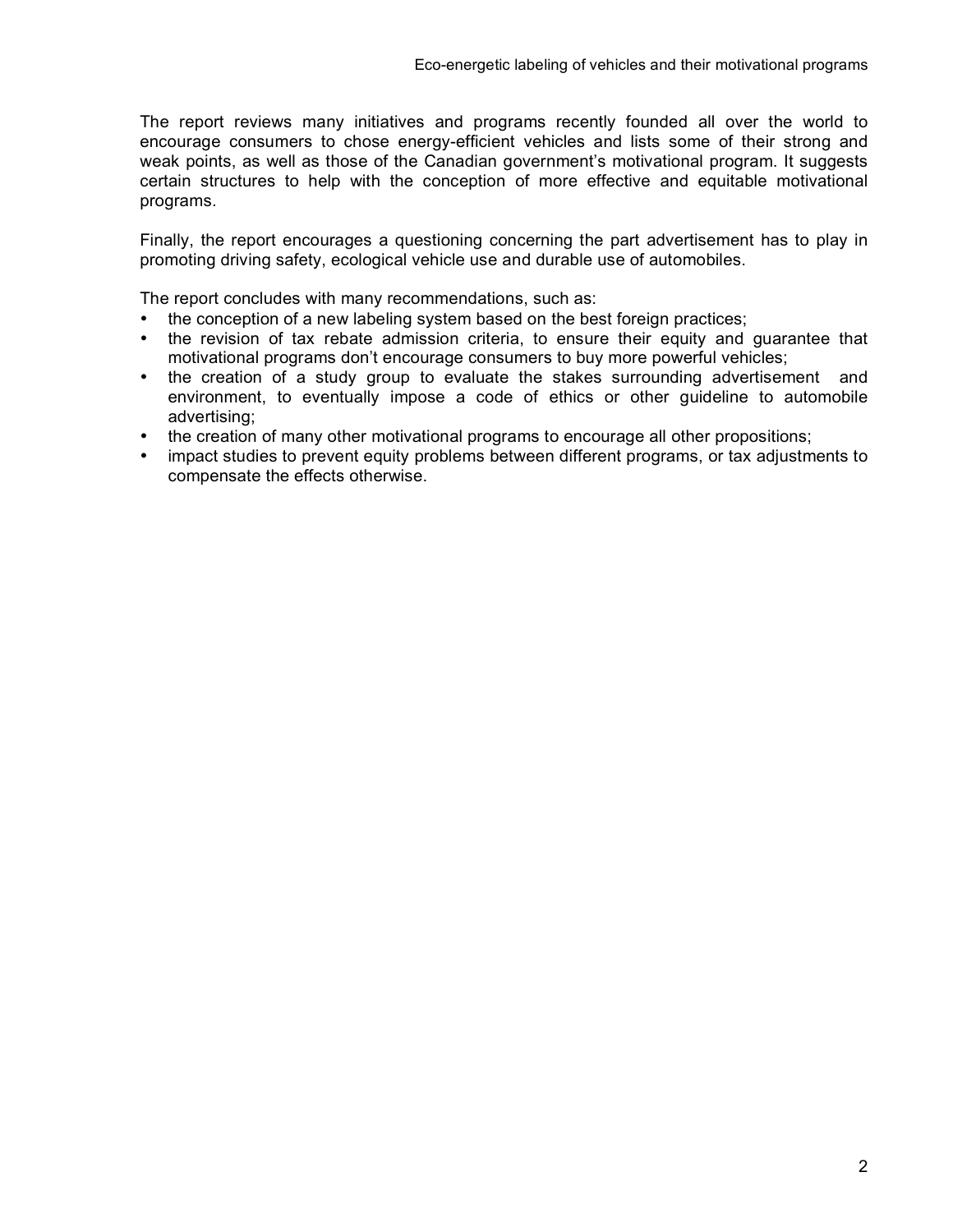The report reviews many initiatives and programs recently founded all over the world to encourage consumers to chose energy-efficient vehicles and lists some of their strong and weak points, as well as those of the Canadian government's motivational program. It suggests certain structures to help with the conception of more effective and equitable motivational programs.

Finally, the report encourages a questioning concerning the part advertisement has to play in promoting driving safety, ecological vehicle use and durable use of automobiles.

The report concludes with many recommendations, such as:

- the conception of a new labeling system based on the best foreign practices;
- the revision of tax rebate admission criteria, to ensure their equity and guarantee that motivational programs don't encourage consumers to buy more powerful vehicles;
- the creation of a study group to evaluate the stakes surrounding advertisement and environment, to eventually impose a code of ethics or other guideline to automobile advertising;
- the creation of many other motivational programs to encourage all other propositions;
- impact studies to prevent equity problems between different programs, or tax adjustments to compensate the effects otherwise.